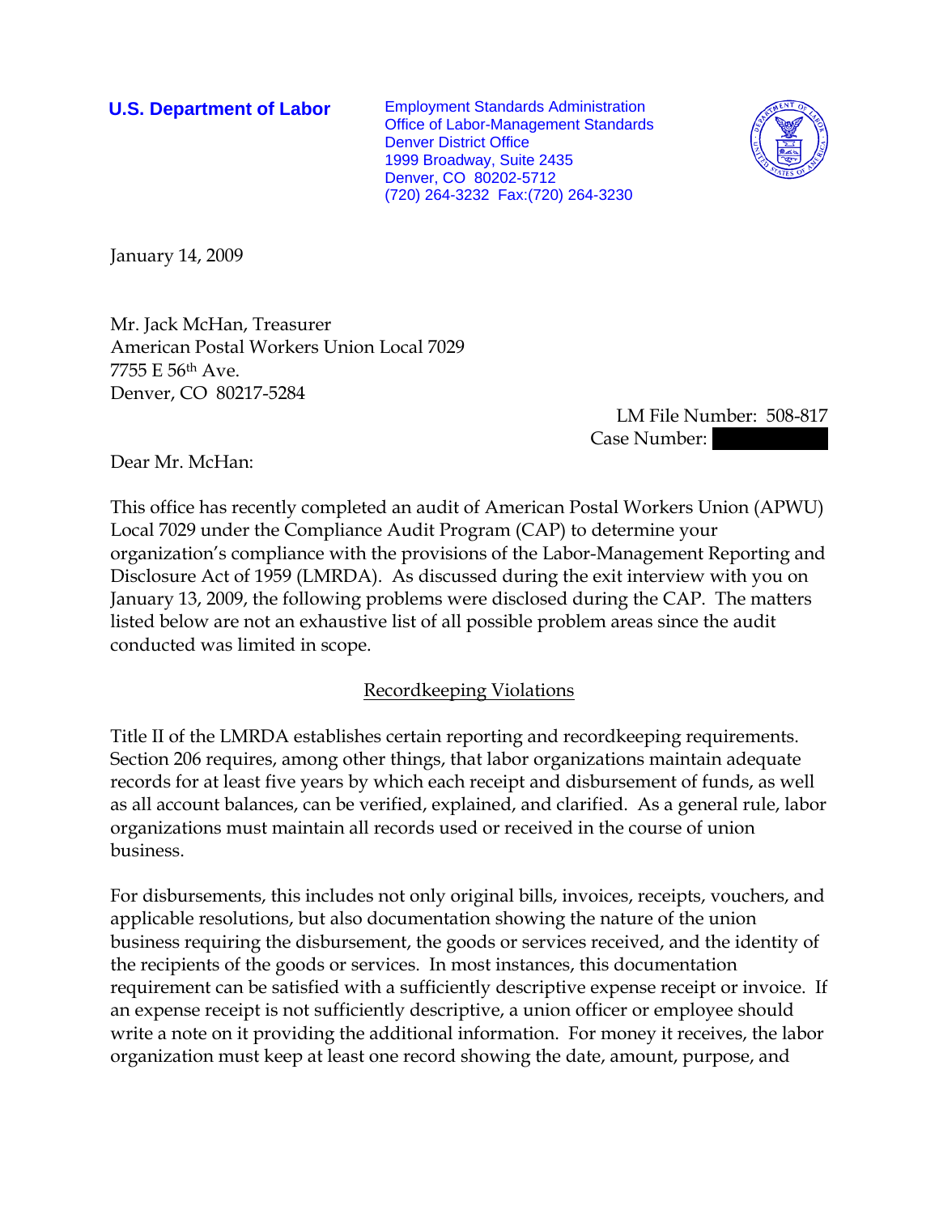**U.S. Department of Labor**

Employment Standards Administration
Office of Labor-Management Standards
Denver District Office
1999 Broadway, Suite 2435
Denver, CO 80202-5712
(720) 264-3232 Fax:(720) 264-3230

January 14, 2009

Mr. Jack McHan, Treasurer
American Postal Workers Union Local 7029
7755 E 56th Ave.
Denver, CO 80217-5284

LM File Number: 508-817
Case Number: 

Dear Mr. McHan:

This office has recently completed an audit of American Postal Workers Union (APWU) Local 7029 under the Compliance Audit Program (CAP) to determine your organization's compliance with the provisions of the Labor-Management Reporting and Disclosure Act of 1959 (LMRDA). As discussed during the exit interview with you on January 13, 2009, the following problems were disclosed during the CAP. The matters listed below are not an exhaustive list of all possible problem areas since the audit conducted was limited in scope.

## Recordkeeping Violations

Title II of the LMRDA establishes certain reporting and recordkeeping requirements. Section 206 requires, among other things, that labor organizations maintain adequate records for at least five years by which each receipt and disbursement of funds, as well as all account balances, can be verified, explained, and clarified. As a general rule, labor organizations must maintain all records used or received in the course of union business.

For disbursements, this includes not only original bills, invoices, receipts, vouchers, and applicable resolutions, but also documentation showing the nature of the union business requiring the disbursement, the goods or services received, and the identity of the recipients of the goods or services. In most instances, this documentation requirement can be satisfied with a sufficiently descriptive expense receipt or invoice. If an expense receipt is not sufficiently descriptive, a union officer or employee should write a note on it providing the additional information. For money it receives, the labor organization must keep at least one record showing the date, amount, purpose, and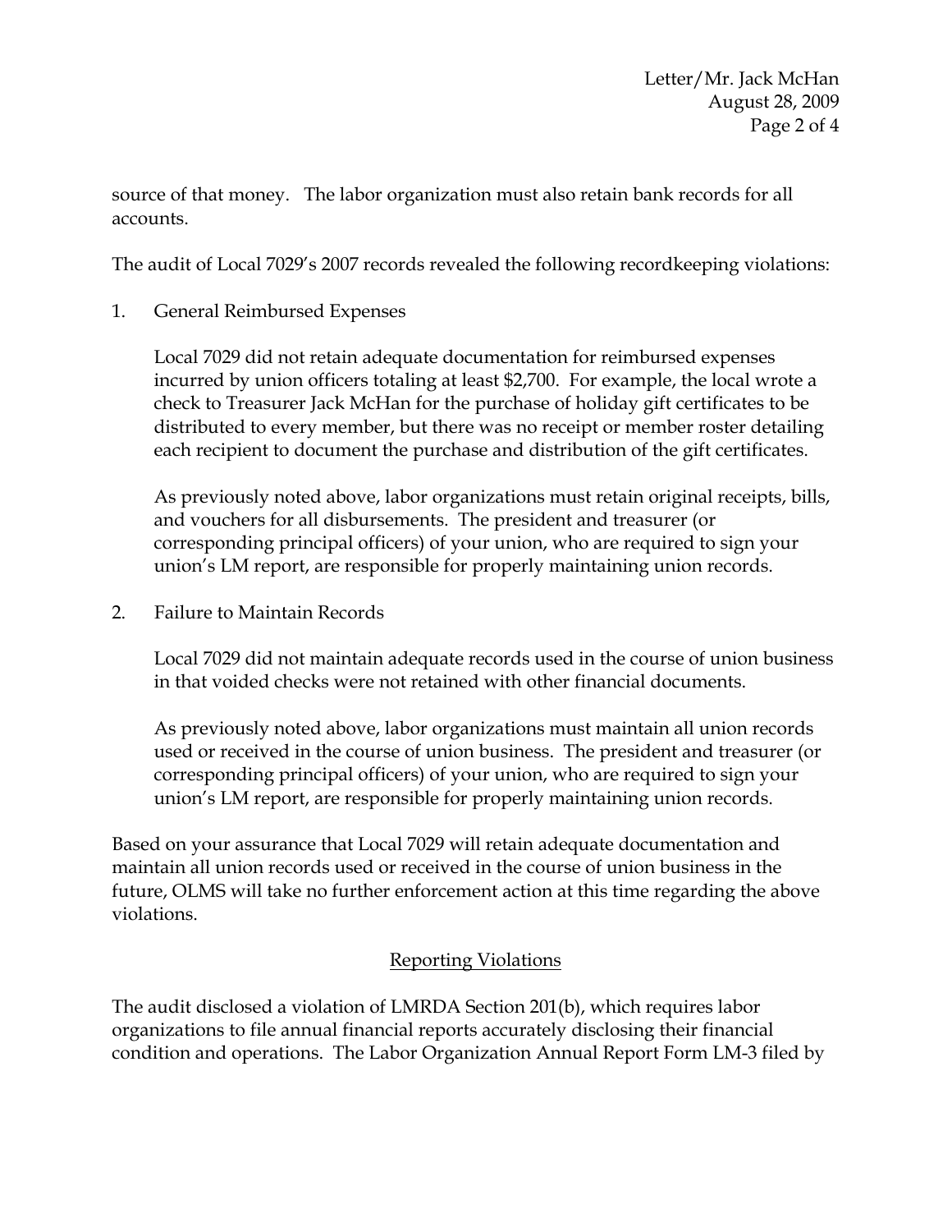source of that money. The labor organization must also retain bank records for all accounts.

The audit of Local 7029's 2007 records revealed the following recordkeeping violations:

1. General Reimbursed Expenses

   Local 7029 did not retain adequate documentation for reimbursed expenses incurred by union officers totaling at least $2,700. For example, the local wrote a check to Treasurer Jack McHan for the purchase of holiday gift certificates to be distributed to every member, but there was no receipt or member roster detailing each recipient to document the purchase and distribution of the gift certificates.

   As previously noted above, labor organizations must retain original receipts, bills, and vouchers for all disbursements. The president and treasurer (or corresponding principal officers) of your union, who are required to sign your union's LM report, are responsible for properly maintaining union records.

2. Failure to Maintain Records

   Local 7029 did not maintain adequate records used in the course of union business in that voided checks were not retained with other financial documents.

   As previously noted above, labor organizations must maintain all union records used or received in the course of union business. The president and treasurer (or corresponding principal officers) of your union, who are required to sign your union's LM report, are responsible for properly maintaining union records.

Based on your assurance that Local 7029 will retain adequate documentation and maintain all union records used or received in the course of union business in the future, OLMS will take no further enforcement action at this time regarding the above violations.

## Reporting Violations

The audit disclosed a violation of LMRDA Section 201(b), which requires labor organizations to file annual financial reports accurately disclosing their financial condition and operations. The Labor Organization Annual Report Form LM-3 filed by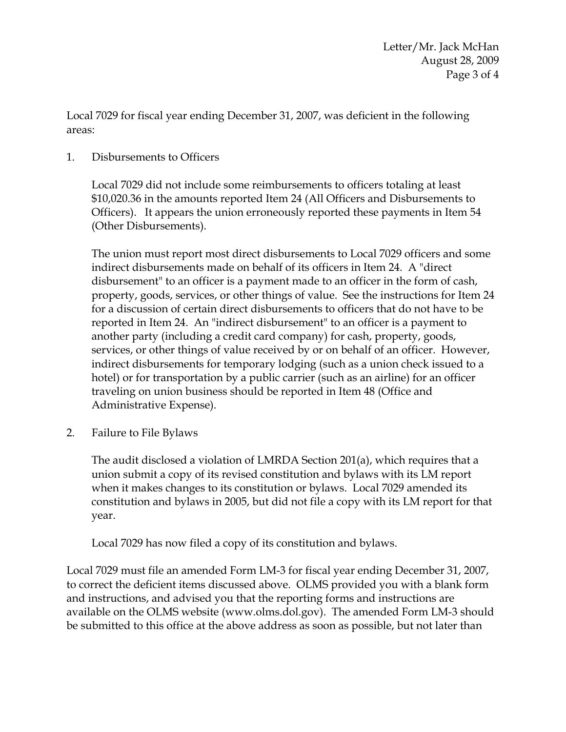Local 7029 for fiscal year ending December 31, 2007, was deficient in the following areas:

1. Disbursements to Officers

   Local 7029 did not include some reimbursements to officers totaling at least $10,020.36 in the amounts reported Item 24 (All Officers and Disbursements to Officers). It appears the union erroneously reported these payments in Item 54 (Other Disbursements).

   The union must report most direct disbursements to Local 7029 officers and some indirect disbursements made on behalf of its officers in Item 24. A "direct disbursement" to an officer is a payment made to an officer in the form of cash, property, goods, services, or other things of value. See the instructions for Item 24 for a discussion of certain direct disbursements to officers that do not have to be reported in Item 24. An "indirect disbursement" to an officer is a payment to another party (including a credit card company) for cash, property, goods, services, or other things of value received by or on behalf of an officer. However, indirect disbursements for temporary lodging (such as a union check issued to a hotel) or for transportation by a public carrier (such as an airline) for an officer traveling on union business should be reported in Item 48 (Office and Administrative Expense).

2. Failure to File Bylaws

   The audit disclosed a violation of LMRDA Section 201(a), which requires that a union submit a copy of its revised constitution and bylaws with its LM report when it makes changes to its constitution or bylaws. Local 7029 amended its constitution and bylaws in 2005, but did not file a copy with its LM report for that year.

   Local 7029 has now filed a copy of its constitution and bylaws.

Local 7029 must file an amended Form LM-3 for fiscal year ending December 31, 2007, to correct the deficient items discussed above. OLMS provided you with a blank form and instructions, and advised you that the reporting forms and instructions are available on the OLMS website (www.olms.dol.gov). The amended Form LM-3 should be submitted to this office at the above address as soon as possible, but not later than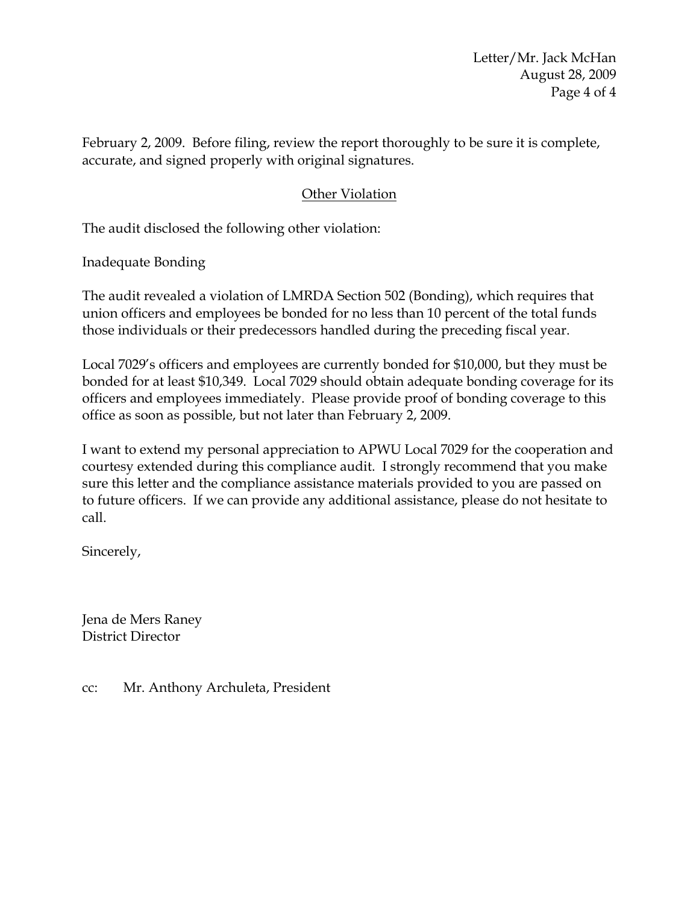February 2, 2009. Before filing, review the report thoroughly to be sure it is complete, accurate, and signed properly with original signatures.

<u>Other Violation</u>

The audit disclosed the following other violation:

Inadequate Bonding

The audit revealed a violation of LMRDA Section 502 (Bonding), which requires that union officers and employees be bonded for no less than 10 percent of the total funds those individuals or their predecessors handled during the preceding fiscal year.

Local 7029's officers and employees are currently bonded for $10,000, but they must be bonded for at least $10,349. Local 7029 should obtain adequate bonding coverage for its officers and employees immediately. Please provide proof of bonding coverage to this office as soon as possible, but not later than February 2, 2009.

I want to extend my personal appreciation to APWU Local 7029 for the cooperation and courtesy extended during this compliance audit. I strongly recommend that you make sure this letter and the compliance assistance materials provided to you are passed on to future officers. If we can provide any additional assistance, please do not hesitate to call.

Sincerely,

Jena de Mers Raney
District Director

cc: Mr. Anthony Archuleta, President